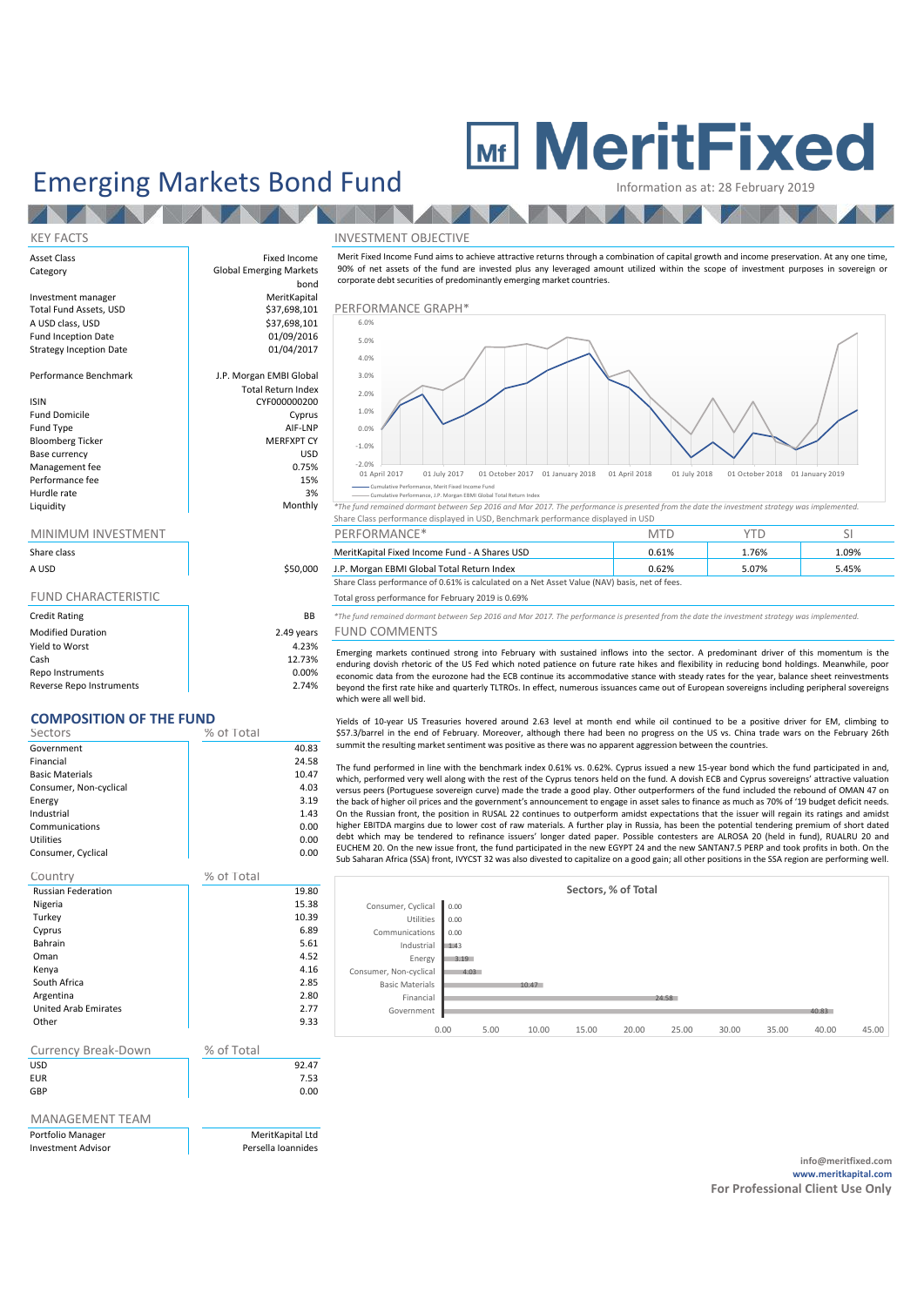# Emerging Markets Bond Fund

**MeritFixed**

Information as at: 28 February 2019

## KEY FACTS

| | |
|---|---|
| Asset Class | Fixed Income |
| Category | Global Emerging Markets bond |
| Investment manager | MeritKapital |
| Total Fund Assets, USD | $37,698,101 |
| A USD class, USD | $37,698,101 |
| Fund Inception Date | 01/09/2016 |
| Strategy Inception Date | 01/04/2017 |
| Performance Benchmark | J.P. Morgan EMBI Global Total Return Index |
| ISIN | CYF000000200 |
| Fund Domicile | Cyprus |
| Fund Type | AIF-LNP |
| Bloomberg Ticker | MERFXPT CY |
| Base currency | USD |
| Management fee | 0.75% |
| Performance fee | 15% |
| Hurdle rate | 3% |
| Liquidity | Monthly |

## MINIMUM INVESTMENT

| Share class | |
|---|---|
| A USD | $50,000 |

## FUND CHARACTERISTIC

| | |
|---|---|
| Credit Rating | BB |
| Modified Duration | 2.49 years |
| Yield to Worst | 4.23% |
| Cash | 12.73% |
| Repo Instruments | 0.00% |
| Reverse Repo Instruments | 2.74% |

## COMPOSITION OF THE FUND

| Sectors | % of Total |
|---|---|
| Government | 40.83 |
| Financial | 24.58 |
| Basic Materials | 10.47 |
| Consumer, Non-cyclical | 4.03 |
| Energy | 3.19 |
| Industrial | 1.43 |
| Communications | 0.00 |
| Utilities | 0.00 |
| Consumer, Cyclical | 0.00 |

| Country | % of Total |
|---|---|
| Russian Federation | 19.80 |
| Nigeria | 15.38 |
| Turkey | 10.39 |
| Cyprus | 6.89 |
| Bahrain | 5.61 |
| Oman | 4.52 |
| Kenya | 4.16 |
| South Africa | 2.85 |
| Argentina | 2.80 |
| United Arab Emirates | 2.77 |
| Other | 9.33 |

| Currency Break-Down | % of Total |
|---|---|
| USD | 92.47 |
| EUR | 7.53 |
| GBP | 0.00 |

## MANAGEMENT TEAM

| | |
|---|---|
| Portfolio Manager | MeritKapital Ltd |
| Investment Advisor | Persella Ioannides |

## INVESTMENT OBJECTIVE

Merit Fixed Income Fund aims to achieve attractive returns through a combination of capital growth and income preservation. At any one time, 90% of net assets of the fund are invested plus any leveraged amount utilized within the scope of investment purposes in sovereign or corporate debt securities of predominantly emerging market countries.

## PERFORMANCE GRAPH*

— Cumulative Performance, Merit Fixed Income Fund
— Cumulative Performance, J.P. Morgan EMBI Global Total Return Index

*The fund remained dormant between Sep 2016 and Mar 2017. The performance is presented from the date the investment strategy was implemented.*

Share Class performance displayed in USD, Benchmark performance displayed in USD

| PERFORMANCE* | MTD | YTD | SI |
|---|---|---|---|
| MeritKapital Fixed Income Fund - A Shares USD | 0.61% | 1.76% | 1.09% |
| J.P. Morgan EMBI Global Total Return Index | 0.62% | 5.07% | 5.45% |

Share Class performance of 0.61% is calculated on a Net Asset Value (NAV) basis, net of fees.

Total gross performance for February 2019 is 0.69%

*The fund remained dormant between Sep 2016 and Mar 2017. The performance is presented from the date the investment strategy was implemented.*

## FUND COMMENTS

Emerging markets continued strong into February with sustained inflows into the sector. A predominant driver of this momentum is the enduring dovish rhetoric of the US Fed which noted patience on future rate hikes and flexibility in reducing bond holdings. Meanwhile, poor economic data from the eurozone had the ECB continue its accommodative stance with steady rates for the year, balance sheet reinvestments beyond the first rate hike and quarterly TLTROs. In effect, numerous issuances came out of European sovereigns including peripheral sovereigns which were all well bid.

Yields of 10-year US Treasuries hovered around 2.63 level at month end while oil continued to be a positive driver for EM, climbing to $57.3/barrel in the end of February. Moreover, although there had been no progress on the US vs. China trade wars on the February 26th summit the resulting market sentiment was positive as there was no apparent aggression between the countries.

The fund performed in line with the benchmark index 0.61% vs. 0.62%. Cyprus issued a new 15-year bond which the fund participated in and, which, performed very well along with the rest of the Cyprus tenors held on the fund. A dovish ECB and Cyprus sovereigns' attractive valuation versus peers (Portuguese sovereign curve) made the trade a good play. Other outperformers of the fund included the rebound of OMAN 47 on the back of higher oil prices and the government's announcement to engage in asset sales to finance as much as 70% of '19 budget deficit needs. On the Russian front, the position in RUSAL 22 continues to outperform amidst expectations that the issuer will regain its ratings and amidst higher EBITDA margins due to lower cost of raw materials. A further play in Russia, has been the potential tendering premium of short dated debt which may be tendered to refinance issuers' longer dated paper. Possible contesters are ALROSA 20 (held in fund), RUALRU 20 and EUCHEM 20. On the new issue front, the fund participated in the new EGYPT 24 and the new SANTAN7.5 PERP and took profits in both. On the Sub Saharan Africa (SSA) front, IVYCST 32 was also divested to capitalize on a good gain; all other positions in the SSA region are performing well.

**Sectors, % of Total**

| Sector | % of Total |
|---|---|
| Consumer, Cyclical | 0.00 |
| Utilities | 0.00 |
| Communications | 0.00 |
| Industrial | 1.43 |
| Energy | 3.19 |
| Consumer, Non-cyclical | 4.03 |
| Basic Materials | 10.47 |
| Financial | 24.58 |
| Government | 40.83 |

**info@meritfixed.com**
**www.meritkapital.com**
**For Professional Client Use Only**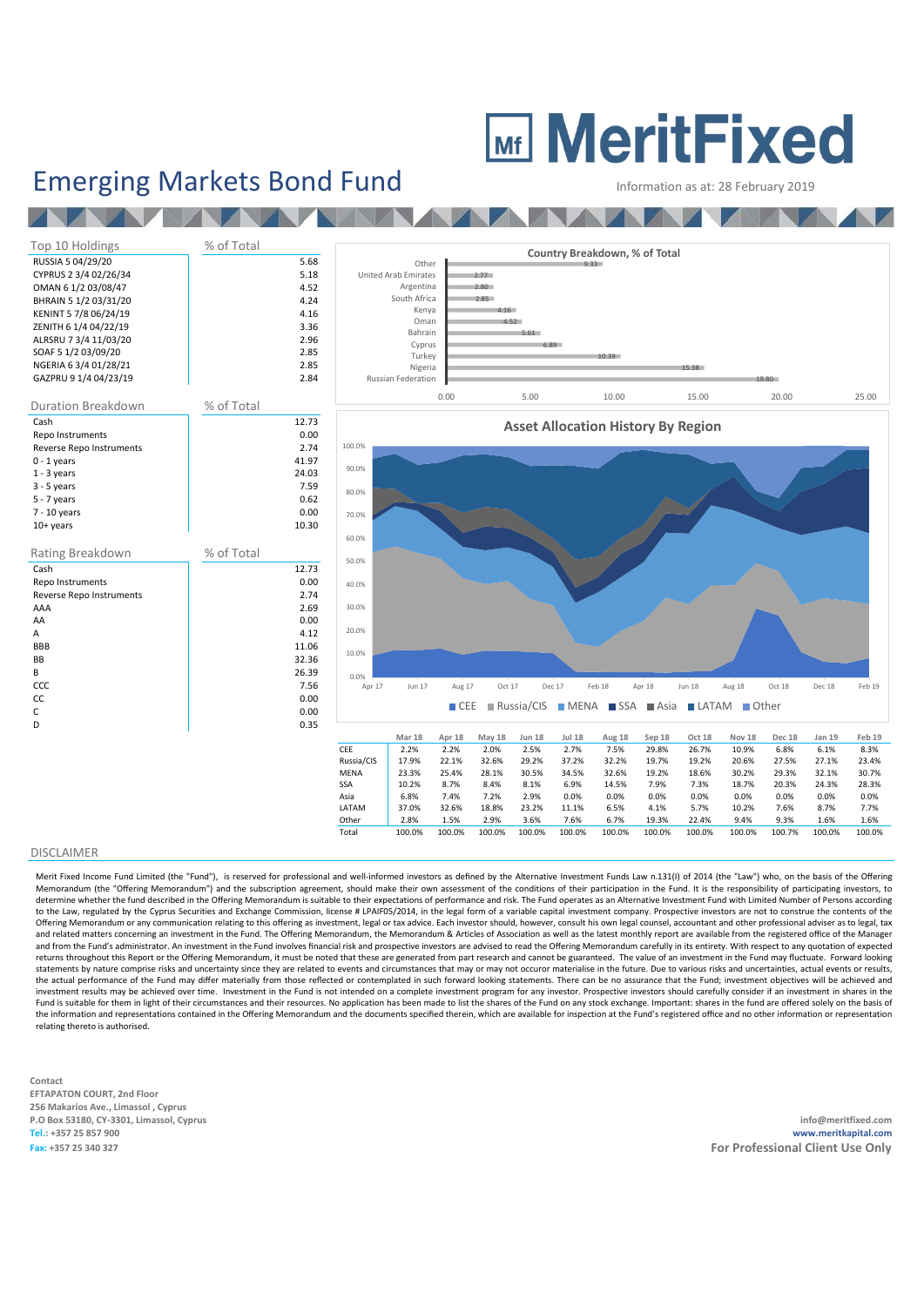# MeritFixed

## Emerging Markets Bond Fund

Information as at: 28 February 2019

| Top 10 Holdings | % of Total |
|---|---|
| RUSSIA 5 04/29/20 | 5.68 |
| CYPRUS 2 3/4 02/26/34 | 5.18 |
| OMAN 6 1/2 03/08/47 | 4.52 |
| BHRAIN 5 1/2 03/31/20 | 4.24 |
| KENINT 5 7/8 06/24/19 | 4.16 |
| ZENITH 6 1/4 04/22/19 | 3.36 |
| ALRSRU 7 3/4 11/03/20 | 2.96 |
| SOAF 5 1/2 03/09/20 | 2.85 |
| NGERIA 6 3/4 01/28/21 | 2.85 |
| GAZPRU 9 1/4 04/23/19 | 2.84 |

| Duration Breakdown | % of Total |
|---|---|
| Cash | 12.73 |
| Repo Instruments | 0.00 |
| Reverse Repo Instruments | 2.74 |
| 0 - 1 years | 41.97 |
| 1 - 3 years | 24.03 |
| 3 - 5 years | 7.59 |
| 5 - 7 years | 0.62 |
| 7 - 10 years | 0.00 |
| 10+ years | 10.30 |

| Rating Breakdown | % of Total |
|---|---|
| Cash | 12.73 |
| Repo Instruments | 0.00 |
| Reverse Repo Instruments | 2.74 |
| AAA | 2.69 |
| AA | 0.00 |
| A | 4.12 |
| BBB | 11.06 |
| BB | 32.36 |
| B | 26.39 |
| CCC | 7.56 |
| CC | 0.00 |
| C | 0.00 |
| D | 0.35 |

**Country Breakdown, % of Total**

Other 9.33
United Arab Emirates 2.77
Argentina 2.80
South Africa 2.85
Kenya 4.16
Oman 4.52
Bahrain 5.61
Cyprus 6.89
Turkey 10.39
Nigeria 15.38
Russian Federation 19.80

0.00 5.00 10.00 15.00 20.00 25.00

**Asset Allocation History By Region**

100.0% 90.0% 80.0% 70.0% 60.0% 50.0% 40.0% 30.0% 20.0% 10.0% 0.0%

Apr 17 Jun 17 Aug 17 Oct 17 Dec 17 Feb 18 Apr 18 Jun 18 Aug 18 Oct 18 Dec 18 Feb 19

CEE Russia/CIS MENA SSA Asia LATAM Other

| | Mar 18 | Apr 18 | May 18 | Jun 18 | Jul 18 | Aug 18 | Sep 18 | Oct 18 | Nov 18 | Dec 18 | Jan 19 | Feb 19 |
|---|---|---|---|---|---|---|---|---|---|---|---|---|
| CEE | 2.2% | 2.2% | 2.0% | 2.5% | 2.7% | 7.5% | 29.8% | 26.7% | 10.9% | 6.8% | 6.1% | 8.3% |
| Russia/CIS | 17.9% | 22.1% | 32.6% | 29.2% | 37.2% | 32.2% | 19.7% | 19.2% | 20.6% | 27.5% | 27.1% | 23.4% |
| MENA | 23.3% | 25.4% | 28.1% | 30.5% | 34.5% | 32.6% | 19.2% | 18.6% | 30.2% | 29.3% | 32.1% | 30.7% |
| SSA | 10.2% | 8.7% | 8.4% | 8.1% | 6.9% | 14.5% | 7.9% | 7.3% | 18.7% | 20.3% | 24.3% | 28.3% |
| Asia | 6.8% | 7.4% | 7.2% | 2.9% | 0.0% | 0.0% | 0.0% | 0.0% | 0.0% | 0.0% | 0.0% | 0.0% |
| LATAM | 37.0% | 32.6% | 18.8% | 23.2% | 11.1% | 6.5% | 4.1% | 5.7% | 10.2% | 7.6% | 8.7% | 7.7% |
| Other | 2.8% | 1.5% | 2.9% | 3.6% | 7.6% | 6.7% | 19.3% | 22.4% | 9.4% | 9.3% | 1.6% | 1.6% |
| Total | 100.0% | 100.0% | 100.0% | 100.0% | 100.0% | 100.0% | 100.0% | 100.0% | 100.0% | 100.7% | 100.0% | 100.0% |

## DISCLAIMER

Merit Fixed Income Fund Limited (the "Fund"), is reserved for professional and well-informed investors as defined by the Alternative Investment Funds Law n.131(I) of 2014 (the "Law") who, on the basis of the Offering Memorandum (the "Offering Memorandum") and the subscription agreement, should make their own assessment of the conditions of their participation in the Fund. It is the responsibility of participating investors, to determine whether the fund described in the Offering Memorandum is suitable to their expectations of performance and risk. The Fund operates as an Alternative Investment Fund with Limited Number of Persons according to the Law, regulated by the Cyprus Securities and Exchange Commission, license # LPAIF05/2014, in the legal form of a variable capital investment company. Prospective investors are not to construe the contents of the Offering Memorandum or any communication relating to this offering as investment, legal or tax advice. Each investor should, however, consult his own legal counsel, accountant and other professional adviser as to legal, tax and related matters concerning an investment in the Fund. The Offering Memorandum, the Memorandum & Articles of Association as well as the latest monthly report are available from the registered office of the Manager and from the Fund's administrator. An investment in the Fund involves financial risk and prospective investors are advised to read the Offering Memorandum carefully in its entirety. With respect to any quotation of expected returns throughout this Report or the Offering Memorandum, it must be noted that these are generated from part research and cannot be guaranteed. The value of an investment in the Fund may fluctuate. Forward looking statements by nature comprise risks and uncertainty since they are related to events and circumstances that may or may not occuror materialise in the future. Due to various risks and uncertainties, actual events or results, the actual performance of the Fund may differ materially from those reflected or contemplated in such forward looking statements. There can be no assurance that the Fund; investment objectives will be achieved and investment results may be achieved over time. Investment in the Fund is not intended on a complete investment program for any investor. Prospective investors should carefully consider if an investment in shares in the Fund is suitable for them in light of their circumstances and their resources. No application has been made to list the shares of the Fund on any stock exchange. Important: shares in the fund are offered solely on the basis of the information and representations contained in the Offering Memorandum and the documents specified therein, which are available for inspection at the Fund's registered office and no other information or representation relating thereto is authorised.

**Contact**
**EFTAPATON COURT, 2nd Floor**
**256 Makarios Ave., Limassol , Cyprus**
**P.O Box 53180, CY-3301, Limassol, Cyprus**
**Tel.: +357 25 857 900**
**Fax: +357 25 340 327**

**info@meritfixed.com**
**www.meritkapital.com**
**For Professional Client Use Only**